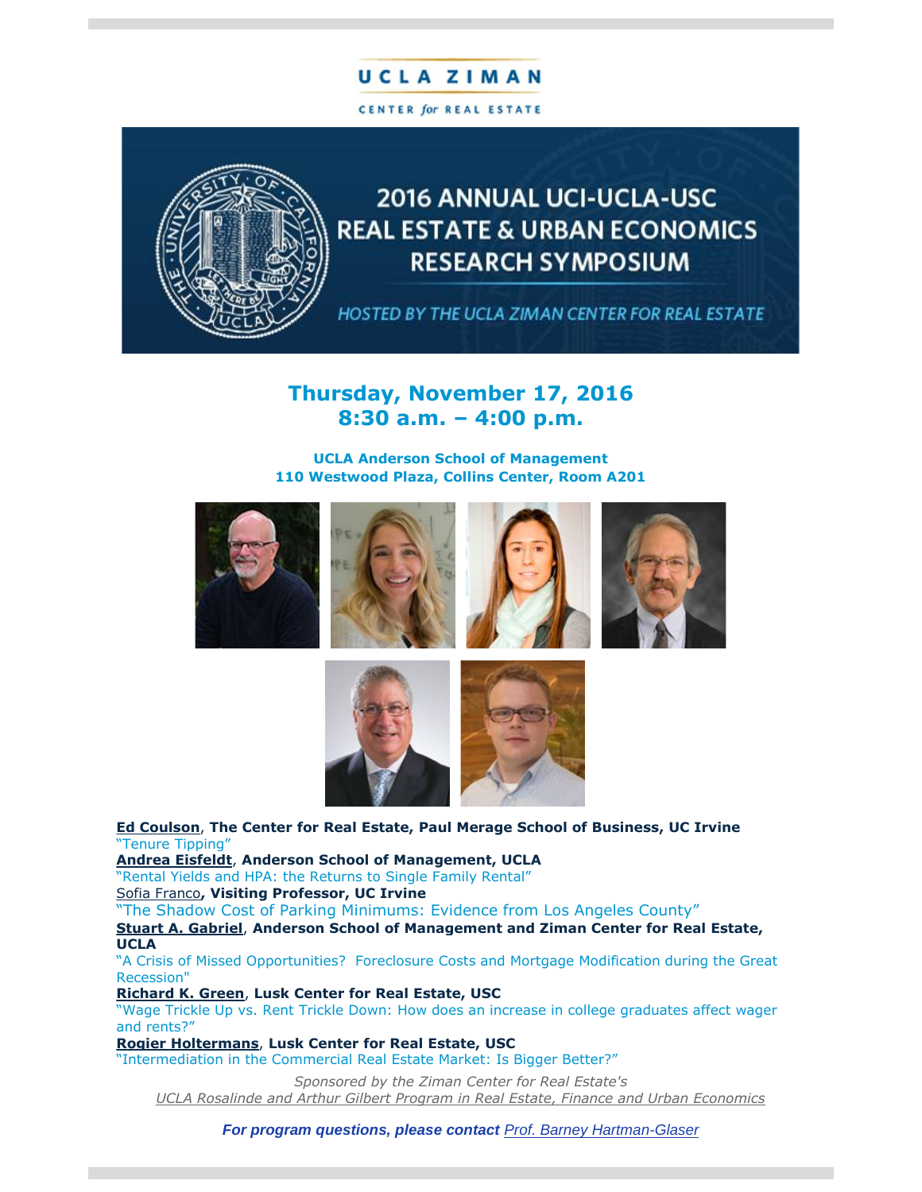# UCLA ZIMAN

CENTER *for* REAL ESTATE

## 2016 ANNUAL UCI-UCLA-USC REAL ESTATE & URBAN ECONOMICS RESEARCH SYMPOSIUM

*HOSTED BY THE UCLA ZIMAN CENTER FOR REAL ESTATE*

## Thursday, November 17, 2016
## 8:30 a.m. – 4:00 p.m.

**UCLA Anderson School of Management**
**110 Westwood Plaza, Collins Center, Room A201**

**Ed Coulson**, **The Center for Real Estate, Paul Merage School of Business, UC Irvine**
"Tenure Tipping"

**Andrea Eisfeldt**, **Anderson School of Management, UCLA**
"Rental Yields and HPA: the Returns to Single Family Rental"

Sofia Franco**, Visiting Professor, UC Irvine**
"The Shadow Cost of Parking Minimums: Evidence from Los Angeles County"

**Stuart A. Gabriel**, **Anderson School of Management and Ziman Center for Real Estate, UCLA**
"A Crisis of Missed Opportunities? Foreclosure Costs and Mortgage Modification during the Great Recession"

**Richard K. Green**, **Lusk Center for Real Estate, USC**
"Wage Trickle Up vs. Rent Trickle Down: How does an increase in college graduates affect wager and rents?"

**Rogier Holtermans**, **Lusk Center for Real Estate, USC**
"Intermediation in the Commercial Real Estate Market: Is Bigger Better?"

*Sponsored by the Ziman Center for Real Estate's*
*UCLA Rosalinde and Arthur Gilbert Program in Real Estate, Finance and Urban Economics*

***For program questions, please contact** Prof. Barney Hartman-Glaser*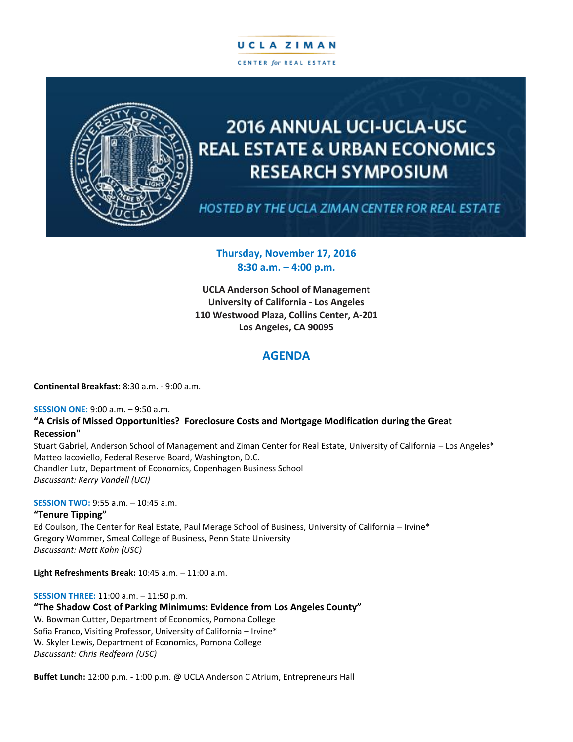UCLA ZIMAN

CENTER *for* REAL ESTATE

# 2016 ANNUAL UCI-UCLA-USC REAL ESTATE & URBAN ECONOMICS RESEARCH SYMPOSIUM

*HOSTED BY THE UCLA ZIMAN CENTER FOR REAL ESTATE*

**Thursday, November 17, 2016**
**8:30 a.m. – 4:00 p.m.**

**UCLA Anderson School of Management**
**University of California - Los Angeles**
**110 Westwood Plaza, Collins Center, A-201**
**Los Angeles, CA 90095**

## AGENDA

**Continental Breakfast:** 8:30 a.m. - 9:00 a.m.

**SESSION ONE:** 9:00 a.m. – 9:50 a.m.

**"A Crisis of Missed Opportunities? Foreclosure Costs and Mortgage Modification during the Great Recession"**

Stuart Gabriel, Anderson School of Management and Ziman Center for Real Estate, University of California – Los Angeles*
Matteo Iacoviello, Federal Reserve Board, Washington, D.C.
Chandler Lutz, Department of Economics, Copenhagen Business School
*Discussant: Kerry Vandell (UCI)*

**SESSION TWO:** 9:55 a.m. – 10:45 a.m.

**"Tenure Tipping"**

Ed Coulson, The Center for Real Estate, Paul Merage School of Business, University of California – Irvine*
Gregory Wommer, Smeal College of Business, Penn State University
*Discussant: Matt Kahn (USC)*

**Light Refreshments Break:** 10:45 a.m. – 11:00 a.m.

**SESSION THREE:** 11:00 a.m. – 11:50 p.m.

**"The Shadow Cost of Parking Minimums: Evidence from Los Angeles County"**

W. Bowman Cutter, Department of Economics, Pomona College
Sofia Franco, Visiting Professor, University of California – Irvine*
W. Skyler Lewis, Department of Economics, Pomona College
*Discussant: Chris Redfearn (USC)*

**Buffet Lunch:** 12:00 p.m. - 1:00 p.m. @ UCLA Anderson C Atrium, Entrepreneurs Hall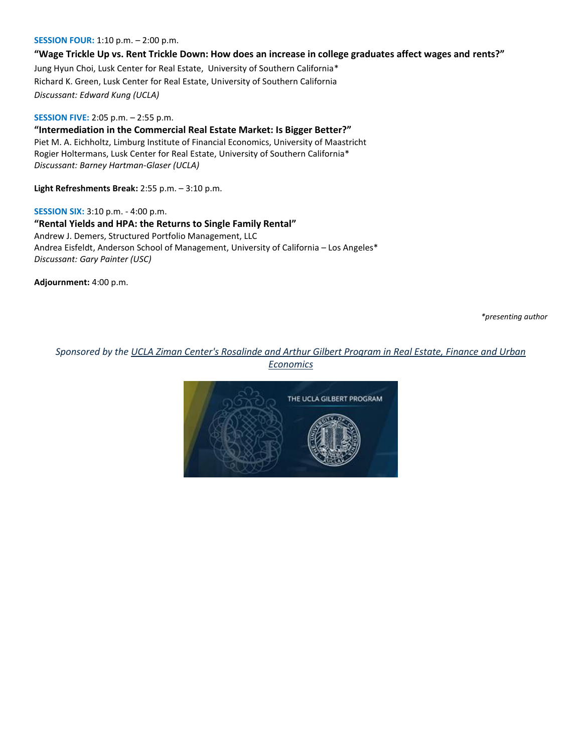**SESSION FOUR:** 1:10 p.m. – 2:00 p.m.

**“Wage Trickle Up vs. Rent Trickle Down: How does an increase in college graduates affect wages and rents?”**

Jung Hyun Choi, Lusk Center for Real Estate, University of Southern California*
Richard K. Green, Lusk Center for Real Estate, University of Southern California
*Discussant: Edward Kung (UCLA)*

**SESSION FIVE:** 2:05 p.m. – 2:55 p.m.

**“Intermediation in the Commercial Real Estate Market: Is Bigger Better?”**

Piet M. A. Eichholtz, Limburg Institute of Financial Economics, University of Maastricht
Rogier Holtermans, Lusk Center for Real Estate, University of Southern California*
*Discussant: Barney Hartman-Glaser (UCLA)*

**Light Refreshments Break:** 2:55 p.m. – 3:10 p.m.

**SESSION SIX:** 3:10 p.m. - 4:00 p.m.

**“Rental Yields and HPA: the Returns to Single Family Rental”**

Andrew J. Demers, Structured Portfolio Management, LLC
Andrea Eisfeldt, Anderson School of Management, University of California – Los Angeles*
*Discussant: Gary Painter (USC)*

**Adjournment:** 4:00 p.m.

*\*presenting author*

*Sponsored by the UCLA Ziman Center's Rosalinde and Arthur Gilbert Program in Real Estate, Finance and Urban Economics*